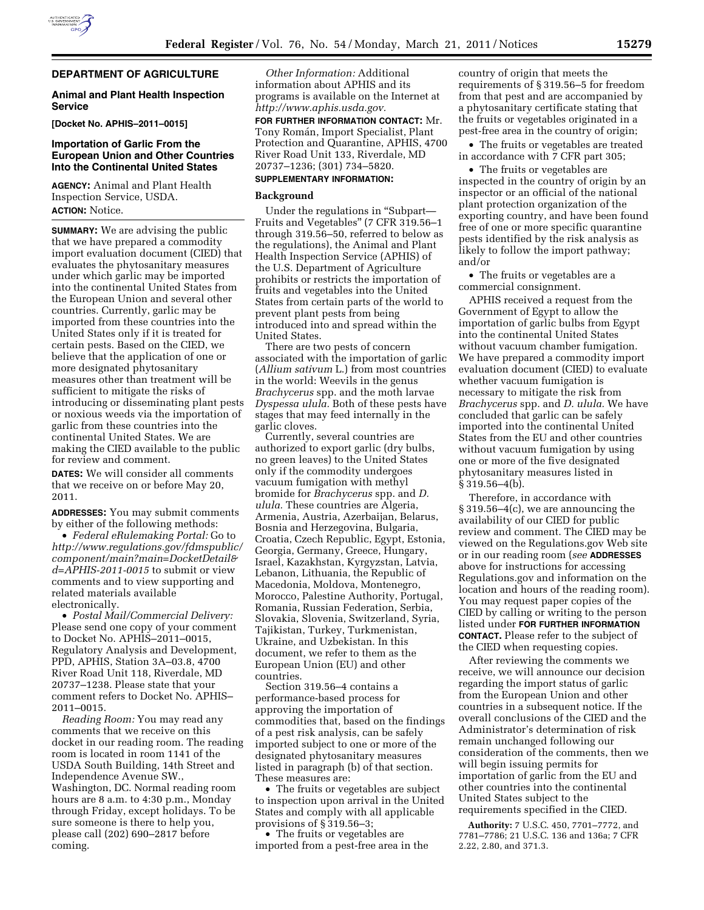## DEPARTMENT OF AGRICULTURE

### Animal and Plant Health Inspection Service

**[Docket No. APHIS–2011–0015]**

### Importation of Garlic From the European Union and Other Countries Into the Continental United States

**AGENCY:** Animal and Plant Health Inspection Service, USDA.

**ACTION:** Notice.

**SUMMARY:** We are advising the public that we have prepared a commodity import evaluation document (CIED) that evaluates the phytosanitary measures under which garlic may be imported into the continental United States from the European Union and several other countries. Currently, garlic may be imported from these countries into the United States only if it is treated for certain pests. Based on the CIED, we believe that the application of one or more designated phytosanitary measures other than treatment will be sufficient to mitigate the risks of introducing or disseminating plant pests or noxious weeds via the importation of garlic from these countries into the continental United States. We are making the CIED available to the public for review and comment.

**DATES:** We will consider all comments that we receive on or before May 20, 2011.

**ADDRESSES:** You may submit comments by either of the following methods:

- *Federal eRulemaking Portal:* Go to *http://www.regulations.gov/fdmspublic/component/main?main=DocketDetail&d=APHIS-2011-0015* to submit or view comments and to view supporting and related materials available electronically.
- *Postal Mail/Commercial Delivery:* Please send one copy of your comment to Docket No. APHIS–2011–0015, Regulatory Analysis and Development, PPD, APHIS, Station 3A–03.8, 4700 River Road Unit 118, Riverdale, MD 20737–1238. Please state that your comment refers to Docket No. APHIS–2011–0015.

*Reading Room:* You may read any comments that we receive on this docket in our reading room. The reading room is located in room 1141 of the USDA South Building, 14th Street and Independence Avenue SW., Washington, DC. Normal reading room hours are 8 a.m. to 4:30 p.m., Monday through Friday, except holidays. To be sure someone is there to help you, please call (202) 690–2817 before coming.

*Other Information:* Additional information about APHIS and its programs is available on the Internet at *http://www.aphis.usda.gov.*

**FOR FURTHER INFORMATION CONTACT:** Mr. Tony Román, Import Specialist, Plant Protection and Quarantine, APHIS, 4700 River Road Unit 133, Riverdale, MD 20737–1236; (301) 734–5820.

**SUPPLEMENTARY INFORMATION:**

### Background

Under the regulations in "Subpart—Fruits and Vegetables" (7 CFR 319.56–1 through 319.56–50, referred to below as the regulations), the Animal and Plant Health Inspection Service (APHIS) of the U.S. Department of Agriculture prohibits or restricts the importation of fruits and vegetables into the United States from certain parts of the world to prevent plant pests from being introduced into and spread within the United States.

There are two pests of concern associated with the importation of garlic (*Allium sativum* L.) from most countries in the world: Weevils in the genus *Brachycerus* spp. and the moth larvae *Dyspessa ulula.* Both of these pests have stages that may feed internally in the garlic cloves.

Currently, several countries are authorized to export garlic (dry bulbs, no green leaves) to the United States only if the commodity undergoes vacuum fumigation with methyl bromide for *Brachycerus* spp. and *D. ulula.* These countries are Algeria, Armenia, Austria, Azerbaijan, Belarus, Bosnia and Herzegovina, Bulgaria, Croatia, Czech Republic, Egypt, Estonia, Georgia, Germany, Greece, Hungary, Israel, Kazakhstan, Kyrgyzstan, Latvia, Lebanon, Lithuania, the Republic of Macedonia, Moldova, Montenegro, Morocco, Palestine Authority, Portugal, Romania, Russian Federation, Serbia, Slovakia, Slovenia, Switzerland, Syria, Tajikistan, Turkey, Turkmenistan, Ukraine, and Uzbekistan. In this document, we refer to them as the European Union (EU) and other countries.

Section 319.56–4 contains a performance-based process for approving the importation of commodities that, based on the findings of a pest risk analysis, can be safely imported subject to one or more of the designated phytosanitary measures listed in paragraph (b) of that section. These measures are:

- The fruits or vegetables are subject to inspection upon arrival in the United States and comply with all applicable provisions of § 319.56–3;
- The fruits or vegetables are imported from a pest-free area in the country of origin that meets the requirements of § 319.56–5 for freedom from that pest and are accompanied by a phytosanitary certificate stating that the fruits or vegetables originated in a pest-free area in the country of origin;
- The fruits or vegetables are treated in accordance with 7 CFR part 305;
- The fruits or vegetables are inspected in the country of origin by an inspector or an official of the national plant protection organization of the exporting country, and have been found free of one or more specific quarantine pests identified by the risk analysis as likely to follow the import pathway; and/or
- The fruits or vegetables are a commercial consignment.

APHIS received a request from the Government of Egypt to allow the importation of garlic bulbs from Egypt into the continental United States without vacuum chamber fumigation. We have prepared a commodity import evaluation document (CIED) to evaluate whether vacuum fumigation is necessary to mitigate the risk from *Brachycerus* spp. and *D. ulula.* We have concluded that garlic can be safely imported into the continental United States from the EU and other countries without vacuum fumigation by using one or more of the five designated phytosanitary measures listed in § 319.56–4(b).

Therefore, in accordance with § 319.56–4(c), we are announcing the availability of our CIED for public review and comment. The CIED may be viewed on the Regulations.gov Web site or in our reading room (*see* **ADDRESSES** above for instructions for accessing Regulations.gov and information on the location and hours of the reading room). You may request paper copies of the CIED by calling or writing to the person listed under **FOR FURTHER INFORMATION CONTACT.** Please refer to the subject of the CIED when requesting copies.

After reviewing the comments we receive, we will announce our decision regarding the import status of garlic from the European Union and other countries in a subsequent notice. If the overall conclusions of the CIED and the Administrator's determination of risk remain unchanged following our consideration of the comments, then we will begin issuing permits for importation of garlic from the EU and other countries into the continental United States subject to the requirements specified in the CIED.

**Authority:** 7 U.S.C. 450, 7701–7772, and 7781–7786; 21 U.S.C. 136 and 136a; 7 CFR 2.22, 2.80, and 371.3.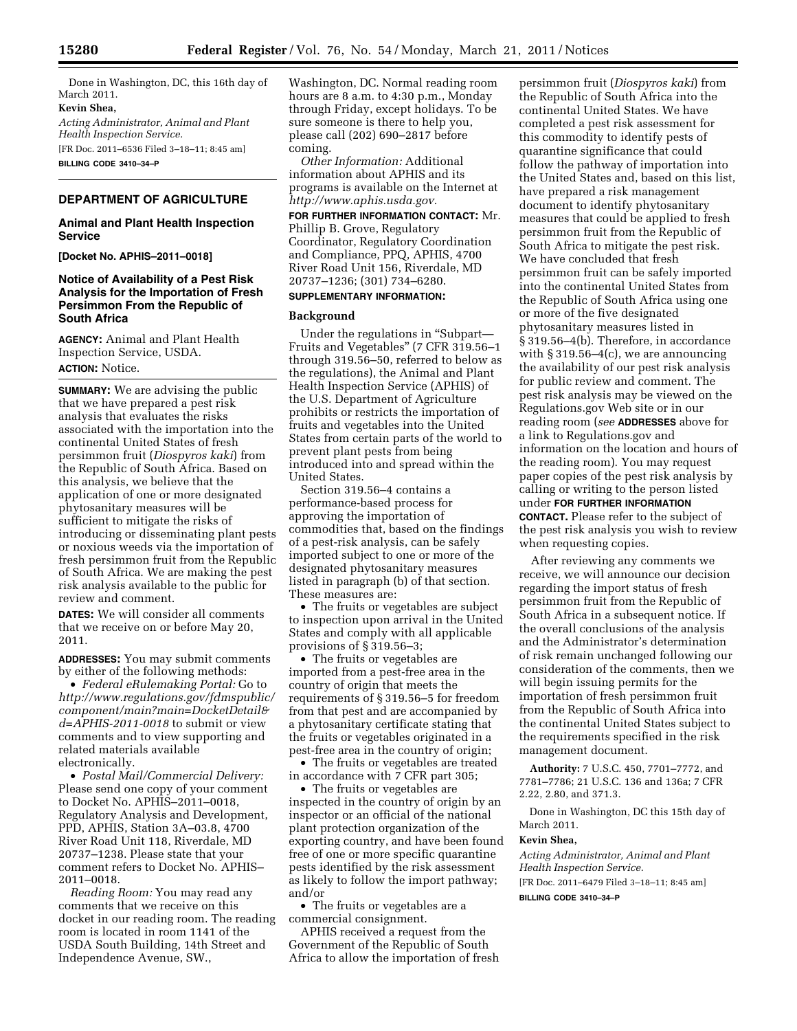Done in Washington, DC, this 16th day of March 2011.

**Kevin Shea,**

*Acting Administrator, Animal and Plant Health Inspection Service.*

[FR Doc. 2011–6536 Filed 3–18–11; 8:45 am]

**BILLING CODE 3410–34–P**

## DEPARTMENT OF AGRICULTURE

### Animal and Plant Health Inspection Service

**[Docket No. APHIS–2011–0018]**

### Notice of Availability of a Pest Risk Analysis for the Importation of Fresh Persimmon From the Republic of South Africa

**AGENCY:** Animal and Plant Health Inspection Service, USDA.

**ACTION:** Notice.

**SUMMARY:** We are advising the public that we have prepared a pest risk analysis that evaluates the risks associated with the importation into the continental United States of fresh persimmon fruit (*Diospyros kaki*) from the Republic of South Africa. Based on this analysis, we believe that the application of one or more designated phytosanitary measures will be sufficient to mitigate the risks of introducing or disseminating plant pests or noxious weeds via the importation of fresh persimmon fruit from the Republic of South Africa. We are making the pest risk analysis available to the public for review and comment.

**DATES:** We will consider all comments that we receive on or before May 20, 2011.

**ADDRESSES:** You may submit comments by either of the following methods:

- *Federal eRulemaking Portal:* Go to *http://www.regulations.gov/fdmspublic/component/main?main=DocketDetail&d=APHIS-2011-0018* to submit or view comments and to view supporting and related materials available electronically.
- *Postal Mail/Commercial Delivery:* Please send one copy of your comment to Docket No. APHIS–2011–0018, Regulatory Analysis and Development, PPD, APHIS, Station 3A–03.8, 4700 River Road Unit 118, Riverdale, MD 20737–1238. Please state that your comment refers to Docket No. APHIS–2011–0018.

*Reading Room:* You may read any comments that we receive on this docket in our reading room. The reading room is located in room 1141 of the USDA South Building, 14th Street and Independence Avenue, SW., Washington, DC. Normal reading room hours are 8 a.m. to 4:30 p.m., Monday through Friday, except holidays. To be sure someone is there to help you, please call (202) 690–2817 before coming.

*Other Information:* Additional information about APHIS and its programs is available on the Internet at *http://www.aphis.usda.gov.*

**FOR FURTHER INFORMATION CONTACT:** Mr. Phillip B. Grove, Regulatory Coordinator, Regulatory Coordination and Compliance, PPQ, APHIS, 4700 River Road Unit 156, Riverdale, MD 20737–1236; (301) 734–6280.

**SUPPLEMENTARY INFORMATION:**

#### Background

Under the regulations in "Subpart—Fruits and Vegetables" (7 CFR 319.56–1 through 319.56–50, referred to below as the regulations), the Animal and Plant Health Inspection Service (APHIS) of the U.S. Department of Agriculture prohibits or restricts the importation of fruits and vegetables into the United States from certain parts of the world to prevent plant pests from being introduced into and spread within the United States.

Section 319.56–4 contains a performance-based process for approving the importation of commodities that, based on the findings of a pest-risk analysis, can be safely imported subject to one or more of the designated phytosanitary measures listed in paragraph (b) of that section. These measures are:

- The fruits or vegetables are subject to inspection upon arrival in the United States and comply with all applicable provisions of § 319.56–3;
- The fruits or vegetables are imported from a pest-free area in the country of origin that meets the requirements of § 319.56–5 for freedom from that pest and are accompanied by a phytosanitary certificate stating that the fruits or vegetables originated in a pest-free area in the country of origin;
- The fruits or vegetables are treated in accordance with 7 CFR part 305;
- The fruits or vegetables are inspected in the country of origin by an inspector or an official of the national plant protection organization of the exporting country, and have been found free of one or more specific quarantine pests identified by the risk assessment as likely to follow the import pathway; and/or
- The fruits or vegetables are a commercial consignment.

APHIS received a request from the Government of the Republic of South Africa to allow the importation of fresh persimmon fruit (*Diospyros kaki*) from the Republic of South Africa into the continental United States. We have completed a pest risk assessment for this commodity to identify pests of quarantine significance that could follow the pathway of importation into the United States and, based on this list, have prepared a risk management document to identify phytosanitary measures that could be applied to fresh persimmon fruit from the Republic of South Africa to mitigate the pest risk. We have concluded that fresh persimmon fruit can be safely imported into the continental United States from the Republic of South Africa using one or more of the five designated phytosanitary measures listed in § 319.56–4(b). Therefore, in accordance with § 319.56–4(c), we are announcing the availability of our pest risk analysis for public review and comment. The pest risk analysis may be viewed on the Regulations.gov Web site or in our reading room (*see* **ADDRESSES** above for a link to Regulations.gov and information on the location and hours of the reading room). You may request paper copies of the pest risk analysis by calling or writing to the person listed under **FOR FURTHER INFORMATION CONTACT.** Please refer to the subject of the pest risk analysis you wish to review when requesting copies.

After reviewing any comments we receive, we will announce our decision regarding the import status of fresh persimmon fruit from the Republic of South Africa in a subsequent notice. If the overall conclusions of the analysis and the Administrator's determination of risk remain unchanged following our consideration of the comments, then we will begin issuing permits for the importation of fresh persimmon fruit from the Republic of South Africa into the continental United States subject to the requirements specified in the risk management document.

**Authority:** 7 U.S.C. 450, 7701–7772, and 7781–7786; 21 U.S.C. 136 and 136a; 7 CFR 2.22, 2.80, and 371.3.

Done in Washington, DC this 15th day of March 2011.

**Kevin Shea,**

*Acting Administrator, Animal and Plant Health Inspection Service.*

[FR Doc. 2011–6479 Filed 3–18–11; 8:45 am]

**BILLING CODE 3410–34–P**